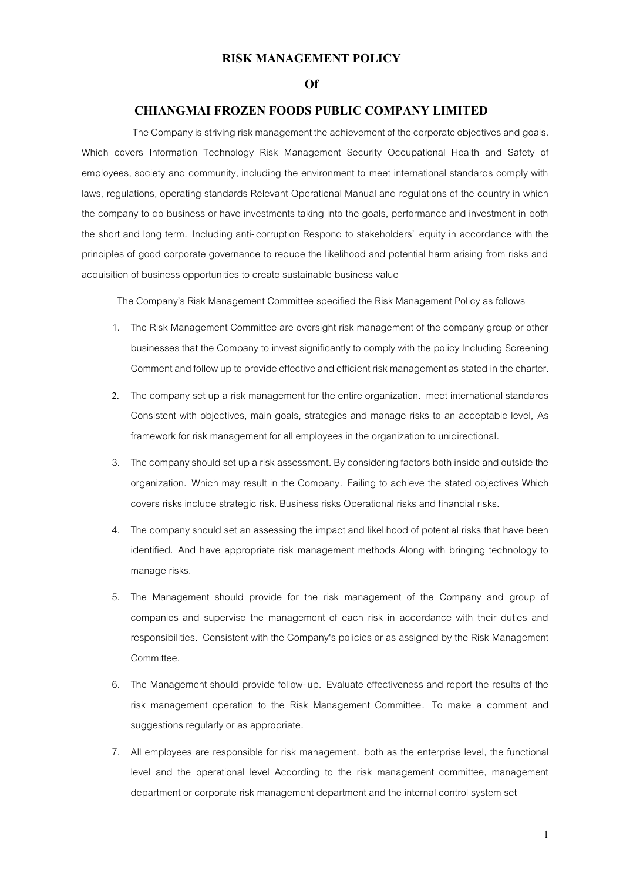# RISK MANAGEMENT POLICY

## Of

## CHIANGMAI FROZEN FOODS PUBLIC COMPANY LIMITED

The Company is striving risk management the achievement of the corporate objectives and goals. Which covers Information Technology Risk Management Security Occupational Health and Safety of employees, society and community, including the environment to meet international standards comply with laws, regulations, operating standards Relevant Operational Manual and regulations of the country in which the company to do business or have investments taking into the goals, performance and investment in both the short and long term. Including anti-corruption Respond to stakeholders' equity in accordance with the principles of good corporate governance to reduce the likelihood and potential harm arising from risks and acquisition of business opportunities to create sustainable business value

The Company's Risk Management Committee specified the Risk Management Policy as follows

1. The Risk Management Committee are oversight risk management of the company group or other businesses that the Company to invest significantly to comply with the policy Including Screening Comment and follow up to provide effective and efficient risk management as stated in the charter.
2. The company set up a risk management for the entire organization. meet international standards Consistent with objectives, main goals, strategies and manage risks to an acceptable level, As framework for risk management for all employees in the organization to unidirectional.
3. The company should set up a risk assessment. By considering factors both inside and outside the organization. Which may result in the Company. Failing to achieve the stated objectives Which covers risks include strategic risk. Business risks Operational risks and financial risks.
4. The company should set an assessing the impact and likelihood of potential risks that have been identified. And have appropriate risk management methods Along with bringing technology to manage risks.
5. The Management should provide for the risk management of the Company and group of companies and supervise the management of each risk in accordance with their duties and responsibilities. Consistent with the Company's policies or as assigned by the Risk Management Committee.
6. The Management should provide follow-up. Evaluate effectiveness and report the results of the risk management operation to the Risk Management Committee. To make a comment and suggestions regularly or as appropriate.
7. All employees are responsible for risk management. both as the enterprise level, the functional level and the operational level According to the risk management committee, management department or corporate risk management department and the internal control system set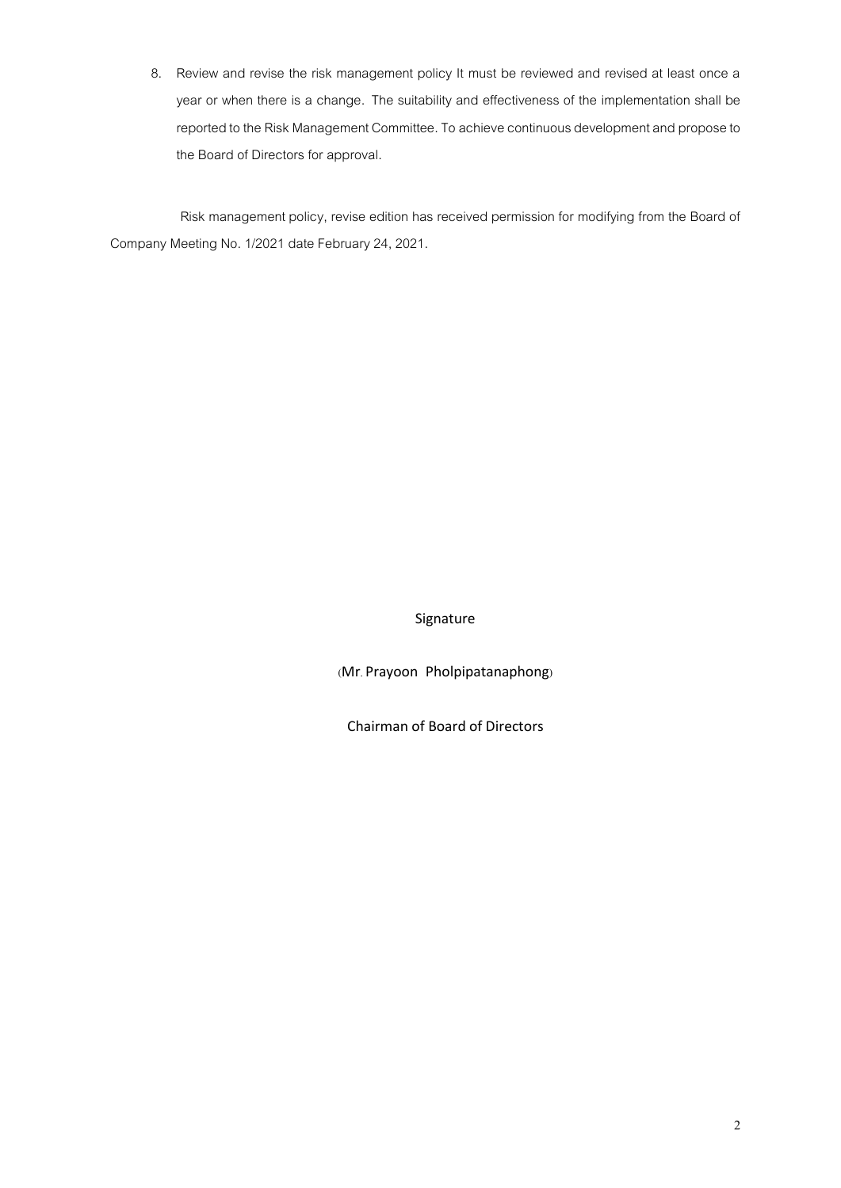8. Review and revise the risk management policy It must be reviewed and revised at least once a year or when there is a change. The suitability and effectiveness of the implementation shall be reported to the Risk Management Committee. To achieve continuous development and propose to the Board of Directors for approval.

Risk management policy, revise edition has received permission for modifying from the Board of Company Meeting No. 1/2021 date February 24, 2021.

Signature

(Mr. Prayoon Pholpipatanaphong)

Chairman of Board of Directors